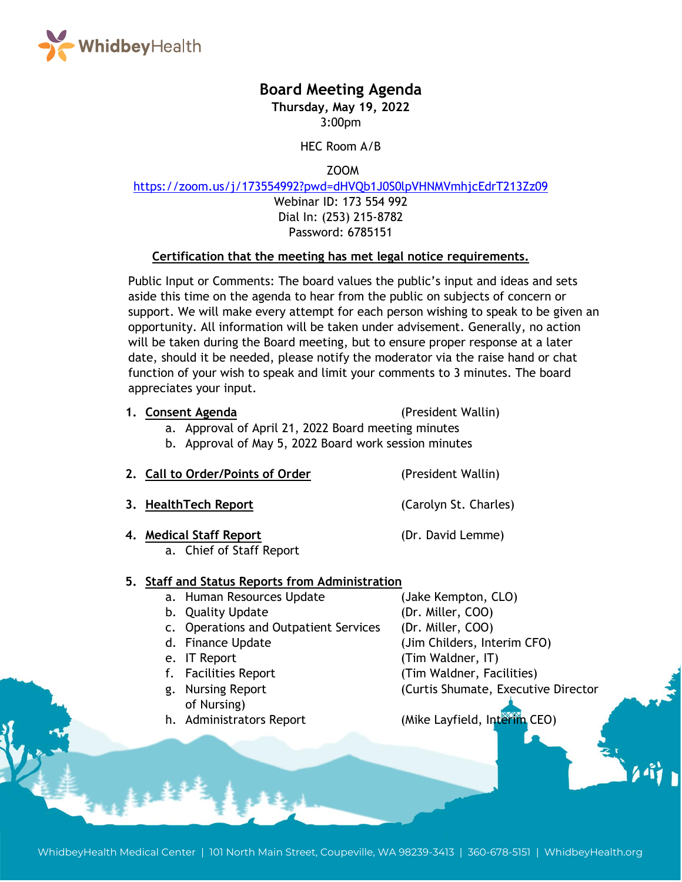# Board Meeting Agenda

**Thursday, May 19, 2022**
3:00pm

HEC Room A/B

ZOOM
https://zoom.us/j/173554992?pwd=dHVQb1J0S0lpVHNMVmhjcEdrT213Zz09
Webinar ID: 173 554 992
Dial In: (253) 215-8782
Password: 6785151

**Certification that the meeting has met legal notice requirements.**

Public Input or Comments: The board values the public's input and ideas and sets aside this time on the agenda to hear from the public on subjects of concern or support. We will make every attempt for each person wishing to speak to be given an opportunity. All information will be taken under advisement. Generally, no action will be taken during the Board meeting, but to ensure proper response at a later date, should it be needed, please notify the moderator via the raise hand or chat function of your wish to speak and limit your comments to 3 minutes. The board appreciates your input.

1. **Consent Agenda** (President Wallin)
   a. Approval of April 21, 2022 Board meeting minutes
   b. Approval of May 5, 2022 Board work session minutes

2. **Call to Order/Points of Order** (President Wallin)

3. **HealthTech Report** (Carolyn St. Charles)

4. **Medical Staff Report** (Dr. David Lemme)
   a. Chief of Staff Report

5. **Staff and Status Reports from Administration**
   a. Human Resources Update (Jake Kempton, CLO)
   b. Quality Update (Dr. Miller, COO)
   c. Operations and Outpatient Services (Dr. Miller, COO)
   d. Finance Update (Jim Childers, Interim CFO)
   e. IT Report (Tim Waldner, IT)
   f. Facilities Report (Tim Waldner, Facilities)
   g. Nursing Report (Curtis Shumate, Executive Director of Nursing)
   h. Administrators Report (Mike Layfield, Interim CEO)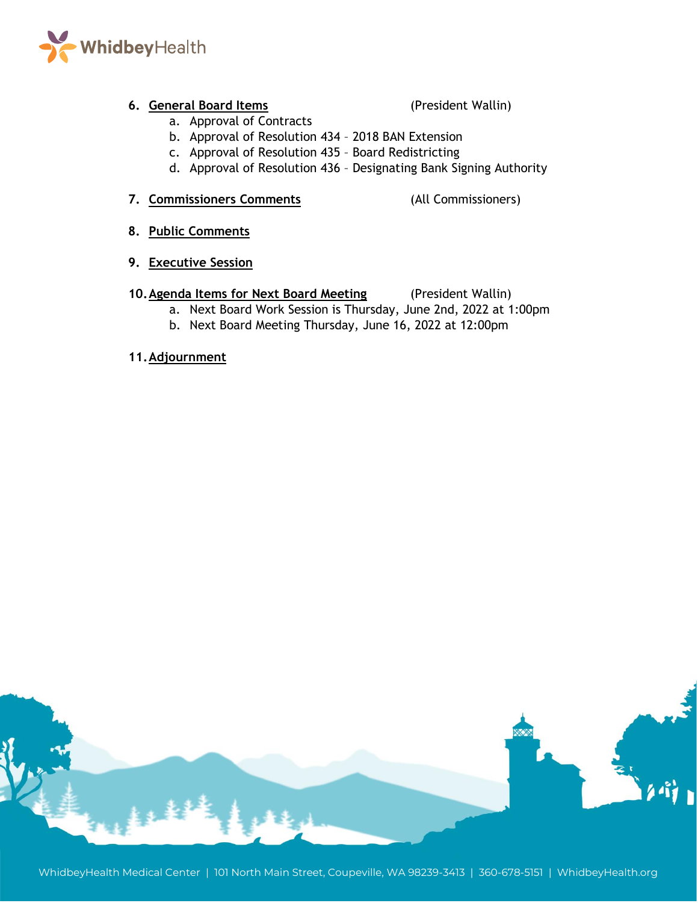6. **General Board Items** (President Wallin)
   a. Approval of Contracts
   b. Approval of Resolution 434 – 2018 BAN Extension
   c. Approval of Resolution 435 – Board Redistricting
   d. Approval of Resolution 436 – Designating Bank Signing Authority

7. **Commissioners Comments** (All Commissioners)

8. **Public Comments**

9. **Executive Session**

10. **Agenda Items for Next Board Meeting** (President Wallin)
    a. Next Board Work Session is Thursday, June 2nd, 2022 at 1:00pm
    b. Next Board Meeting Thursday, June 16, 2022 at 12:00pm

11. **Adjournment**